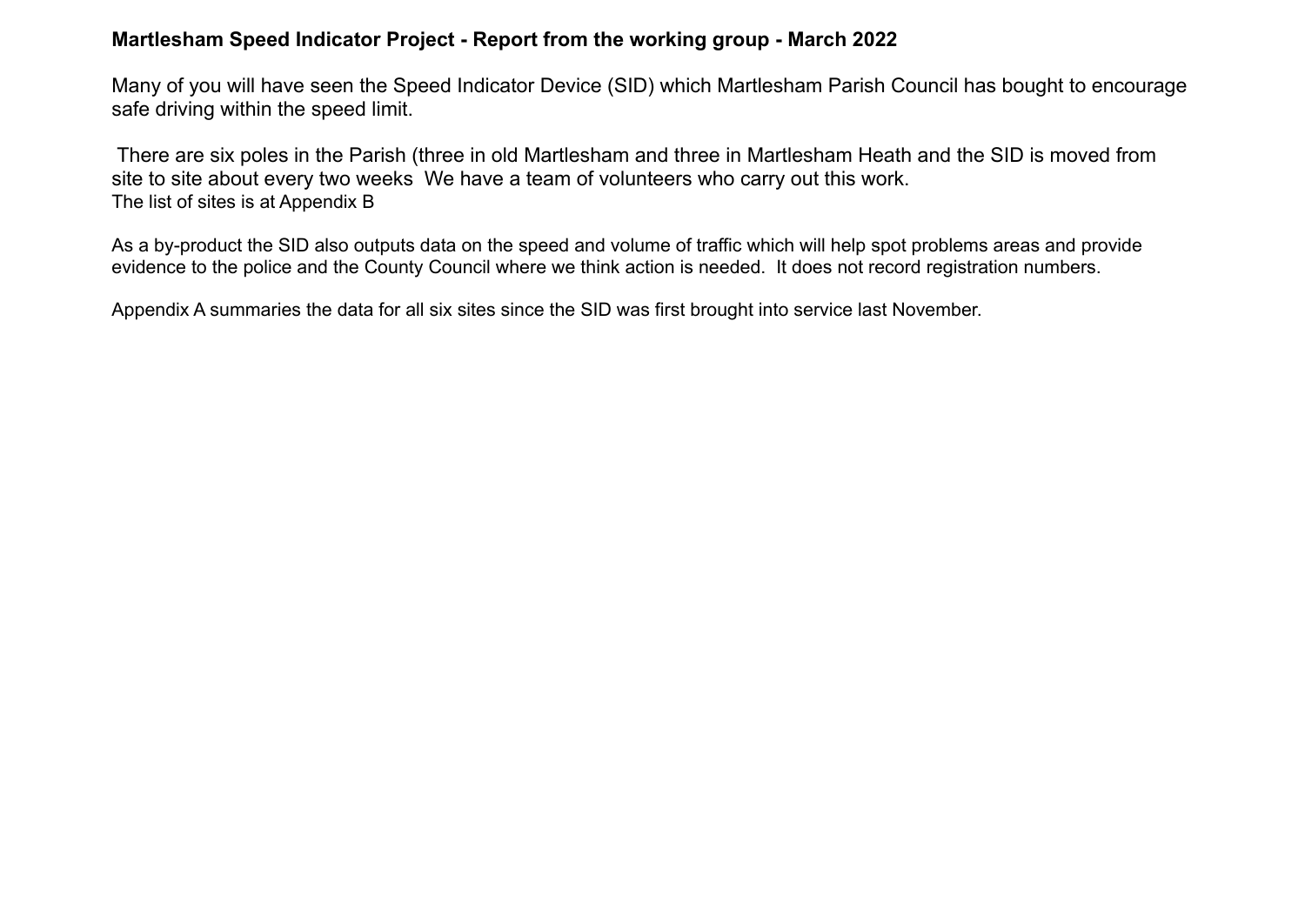**Martlesham Speed Indicator Project - Report from the working group - March 2022**

Many of you will have seen the Speed Indicator Device (SID) which Martlesham Parish Council has bought to encourage safe driving within the speed limit.

There are six poles in the Parish (three in old Martlesham and three in Martlesham Heath and the SID is moved from site to site about every two weeks  We have a team of volunteers who carry out this work.
The list of sites is at Appendix B

As a by-product the SID also outputs data on the speed and volume of traffic which will help spot problems areas and provide evidence to the police and the County Council where we think action is needed.  It does not record registration numbers.

Appendix A summaries the data for all six sites since the SID was first brought into service last November.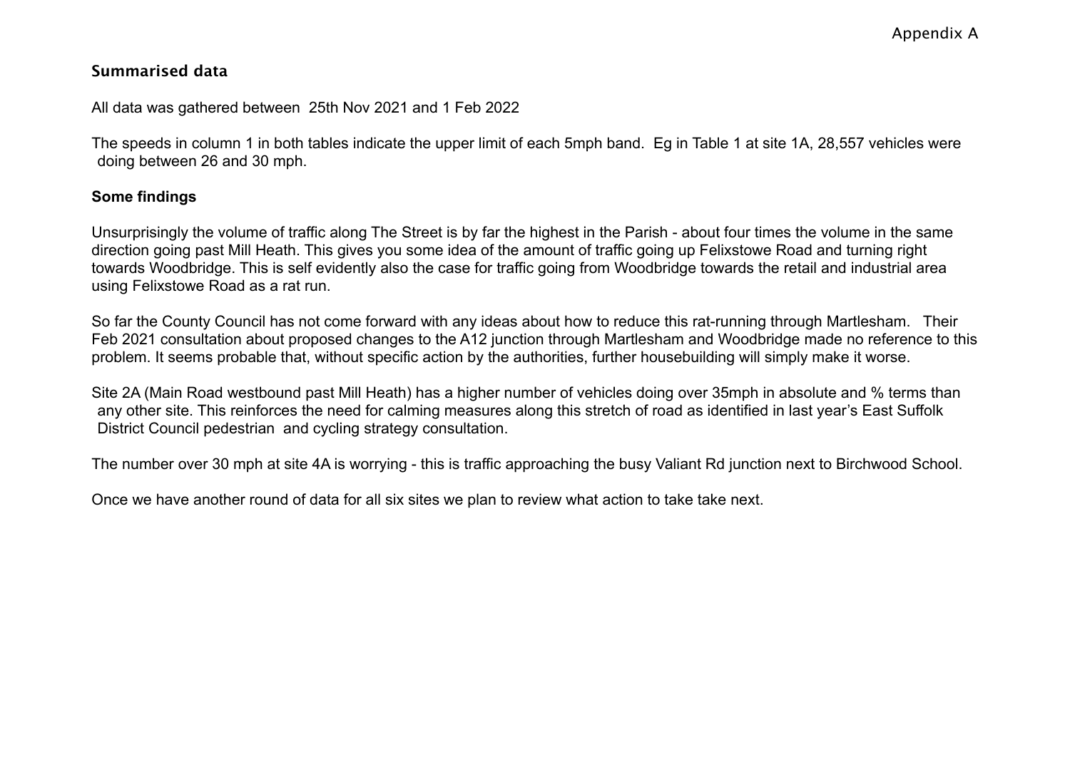Appendix A

## Summarised data

All data was gathered between 25th Nov 2021 and 1 Feb 2022

The speeds in column 1 in both tables indicate the upper limit of each 5mph band. Eg in Table 1 at site 1A, 28,557 vehicles were doing between 26 and 30 mph.

**Some findings**

Unsurprisingly the volume of traffic along The Street is by far the highest in the Parish - about four times the volume in the same direction going past Mill Heath. This gives you some idea of the amount of traffic going up Felixstowe Road and turning right towards Woodbridge. This is self evidently also the case for traffic going from Woodbridge towards the retail and industrial area using Felixstowe Road as a rat run.

So far the County Council has not come forward with any ideas about how to reduce this rat-running through Martlesham. Their Feb 2021 consultation about proposed changes to the A12 junction through Martlesham and Woodbridge made no reference to this problem. It seems probable that, without specific action by the authorities, further housebuilding will simply make it worse.

Site 2A (Main Road westbound past Mill Heath) has a higher number of vehicles doing over 35mph in absolute and % terms than any other site. This reinforces the need for calming measures along this stretch of road as identified in last year's East Suffolk District Council pedestrian and cycling strategy consultation.

The number over 30 mph at site 4A is worrying - this is traffic approaching the busy Valiant Rd junction next to Birchwood School.

Once we have another round of data for all six sites we plan to review what action to take take next.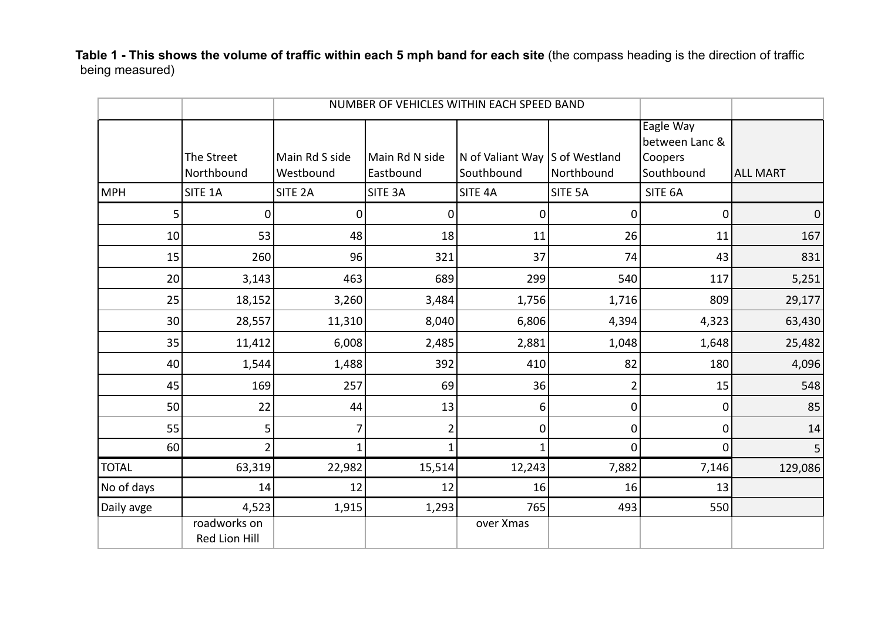**Table 1 - This shows the volume of traffic within each 5 mph band for each site** (the compass heading is the direction of traffic being measured)

| | | NUMBER OF VEHICLES WITHIN EACH SPEED BAND | | | | | |
|---|---|---|---|---|---|---|---|
| | The Street Northbound | Main Rd S side Westbound | Main Rd N side Eastbound | N of Valiant Way Southbound | S of Westland Northbound | Eagle Way between Lanc & Coopers Southbound | ALL MART |
| MPH | SITE 1A | SITE 2A | SITE 3A | SITE 4A | SITE 5A | SITE 6A | |
| 5 | 0 | 0 | 0 | 0 | 0 | 0 | 0 |
| 10 | 53 | 48 | 18 | 11 | 26 | 11 | 167 |
| 15 | 260 | 96 | 321 | 37 | 74 | 43 | 831 |
| 20 | 3,143 | 463 | 689 | 299 | 540 | 117 | 5,251 |
| 25 | 18,152 | 3,260 | 3,484 | 1,756 | 1,716 | 809 | 29,177 |
| 30 | 28,557 | 11,310 | 8,040 | 6,806 | 4,394 | 4,323 | 63,430 |
| 35 | 11,412 | 6,008 | 2,485 | 2,881 | 1,048 | 1,648 | 25,482 |
| 40 | 1,544 | 1,488 | 392 | 410 | 82 | 180 | 4,096 |
| 45 | 169 | 257 | 69 | 36 | 2 | 15 | 548 |
| 50 | 22 | 44 | 13 | 6 | 0 | 0 | 85 |
| 55 | 5 | 7 | 2 | 0 | 0 | 0 | 14 |
| 60 | 2 | 1 | 1 | 1 | 0 | 0 | 5 |
| TOTAL | 63,319 | 22,982 | 15,514 | 12,243 | 7,882 | 7,146 | 129,086 |
| No of days | 14 | 12 | 12 | 16 | 16 | 13 | |
| Daily avge | 4,523 | 1,915 | 1,293 | 765 | 493 | 550 | |
| | roadworks on Red Lion Hill | | | over Xmas | | | |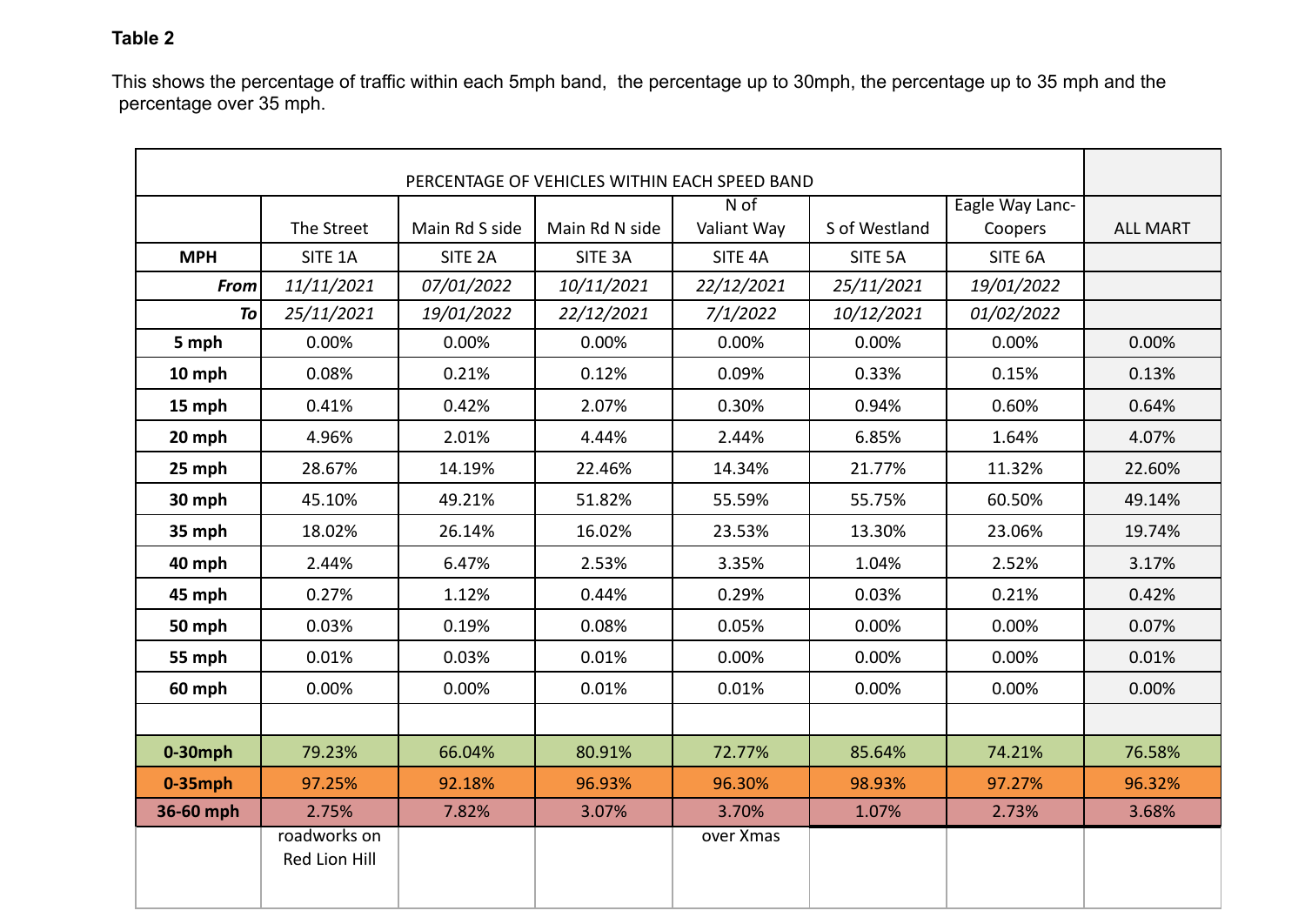**Table 2**

This shows the percentage of traffic within each 5mph band, the percentage up to 30mph, the percentage up to 35 mph and the percentage over 35 mph.

| PERCENTAGE OF VEHICLES WITHIN EACH SPEED BAND | | | | | | | |
|---|---|---|---|---|---|---|---|
| | The Street | Main Rd S side | Main Rd N side | N of Valiant Way | S of Westland | Eagle Way Lanc-Coopers | ALL MART |
| **MPH** | SITE 1A | SITE 2A | SITE 3A | SITE 4A | SITE 5A | SITE 6A | |
| ***From*** | *11/11/2021* | *07/01/2022* | *10/11/2021* | *22/12/2021* | *25/11/2021* | *19/01/2022* | |
| ***To*** | *25/11/2021* | *19/01/2022* | *22/12/2021* | *7/1/2022* | *10/12/2021* | *01/02/2022* | |
| **5 mph** | 0.00% | 0.00% | 0.00% | 0.00% | 0.00% | 0.00% | 0.00% |
| **10 mph** | 0.08% | 0.21% | 0.12% | 0.09% | 0.33% | 0.15% | 0.13% |
| **15 mph** | 0.41% | 0.42% | 2.07% | 0.30% | 0.94% | 0.60% | 0.64% |
| **20 mph** | 4.96% | 2.01% | 4.44% | 2.44% | 6.85% | 1.64% | 4.07% |
| **25 mph** | 28.67% | 14.19% | 22.46% | 14.34% | 21.77% | 11.32% | 22.60% |
| **30 mph** | 45.10% | 49.21% | 51.82% | 55.59% | 55.75% | 60.50% | 49.14% |
| **35 mph** | 18.02% | 26.14% | 16.02% | 23.53% | 13.30% | 23.06% | 19.74% |
| **40 mph** | 2.44% | 6.47% | 2.53% | 3.35% | 1.04% | 2.52% | 3.17% |
| **45 mph** | 0.27% | 1.12% | 0.44% | 0.29% | 0.03% | 0.21% | 0.42% |
| **50 mph** | 0.03% | 0.19% | 0.08% | 0.05% | 0.00% | 0.00% | 0.07% |
| **55 mph** | 0.01% | 0.03% | 0.01% | 0.00% | 0.00% | 0.00% | 0.01% |
| **60 mph** | 0.00% | 0.00% | 0.01% | 0.01% | 0.00% | 0.00% | 0.00% |
| | | | | | | | |
| **0-30mph** | 79.23% | 66.04% | 80.91% | 72.77% | 85.64% | 74.21% | 76.58% |
| **0-35mph** | 97.25% | 92.18% | 96.93% | 96.30% | 98.93% | 97.27% | 96.32% |
| **36-60 mph** | 2.75% | 7.82% | 3.07% | 3.70% | 1.07% | 2.73% | 3.68% |
| | roadworks on Red Lion Hill | | | over Xmas | | | |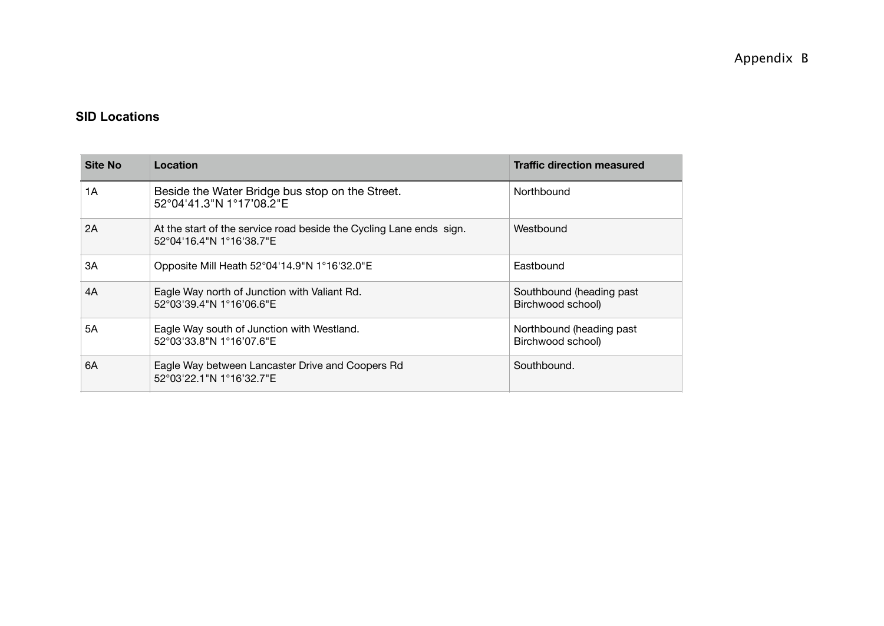Appendix B

## SID Locations

| Site No | Location | Traffic direction measured |
|---|---|---|
| 1A | Beside the Water Bridge bus stop on the Street. 52°04'41.3"N 1°17'08.2"E | Northbound |
| 2A | At the start of the service road beside the Cycling Lane ends sign. 52°04'16.4"N 1°16'38.7"E | Westbound |
| 3A | Opposite Mill Heath 52°04'14.9"N 1°16'32.0"E | Eastbound |
| 4A | Eagle Way north of Junction with Valiant Rd. 52°03'39.4"N 1°16'06.6"E | Southbound (heading past Birchwood school) |
| 5A | Eagle Way south of Junction with Westland. 52°03'33.8"N 1°16'07.6"E | Northbound (heading past Birchwood school) |
| 6A | Eagle Way between Lancaster Drive and Coopers Rd 52°03'22.1"N 1°16'32.7"E | Southbound. |